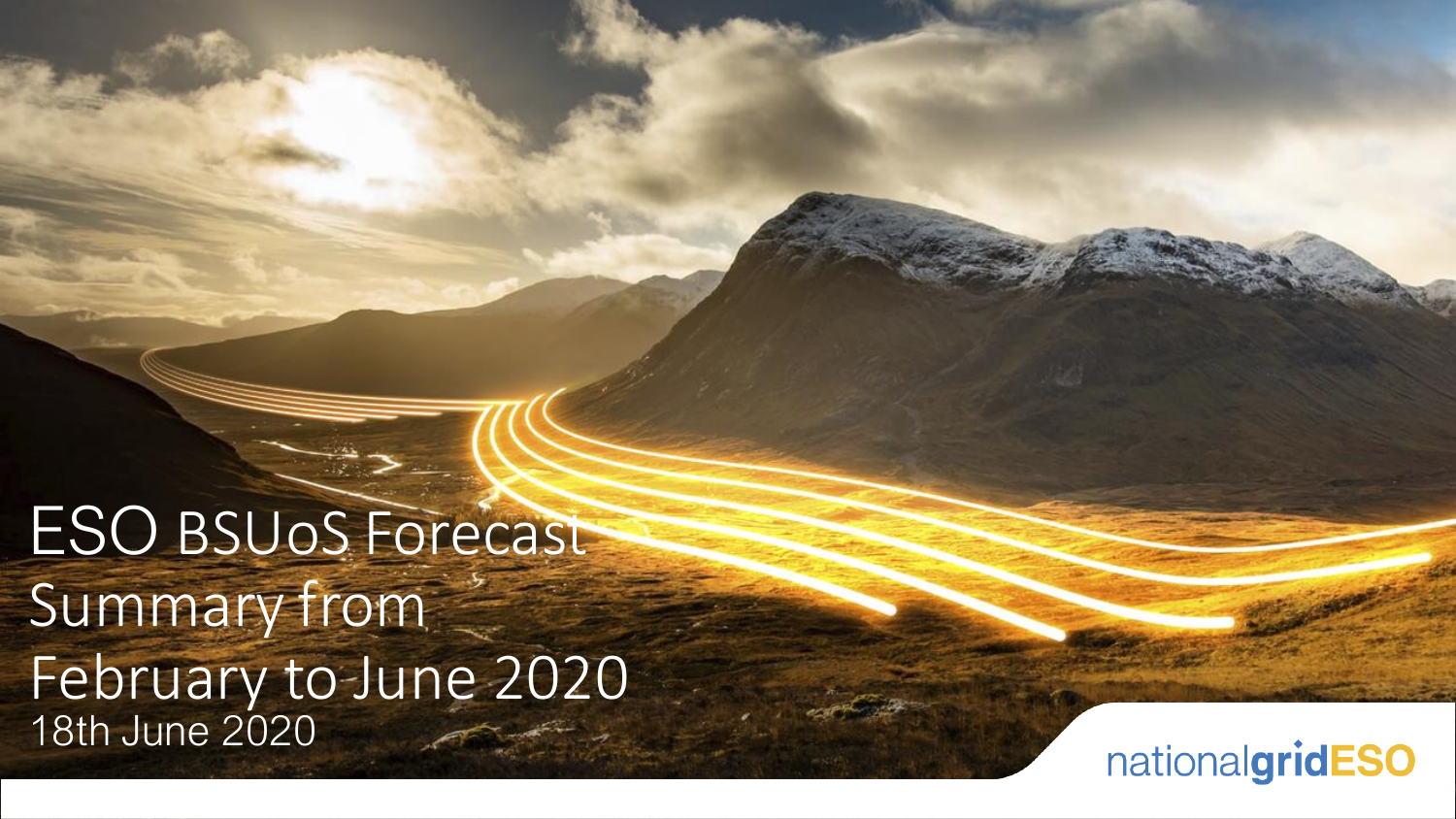# ESO BSUoS Forecast Summary from February to June 2020

18th June 2020

nationalgridESO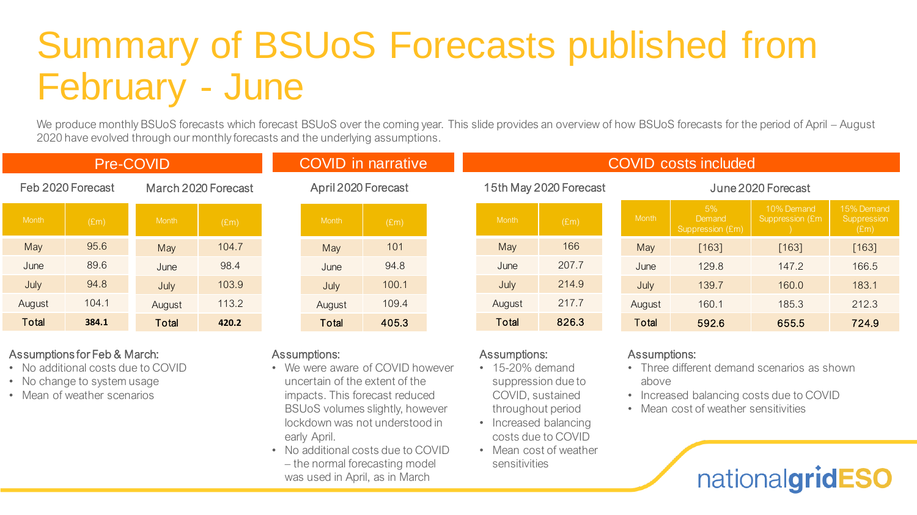# Summary of BSUoS Forecasts published from February - June

We produce monthly BSUoS forecasts which forecast BSUoS over the coming year. This slide provides an overview of how BSUoS forecasts for the period of April – August 2020 have evolved through our monthly forecasts and the underlying assumptions.

## Pre-COVID

### Feb 2020 Forecast

| Month | (£m) |
|---|---|
| May | 95.6 |
| June | 89.6 |
| July | 94.8 |
| August | 104.1 |
| **Total** | **384.1** |

### March 2020 Forecast

| Month | (£m) |
|---|---|
| May | 104.7 |
| June | 98.4 |
| July | 103.9 |
| August | 113.2 |
| **Total** | **420.2** |

Assumptions for Feb & March:

- No additional costs due to COVID
- No change to system usage
- Mean of weather scenarios

## COVID in narrative

### April 2020 Forecast

| Month | (£m) |
|---|---|
| May | 101 |
| June | 94.8 |
| July | 100.1 |
| August | 109.4 |
| **Total** | **405.3** |

Assumptions:

- We were aware of COVID however uncertain of the extent of the impacts. This forecast reduced BSUoS volumes slightly, however lockdown was not understood in early April.
- No additional costs due to COVID – the normal forecasting model was used in April, as in March

## COVID costs included

### 15th May 2020 Forecast

| Month | (£m) |
|---|---|
| May | 166 |
| June | 207.7 |
| July | 214.9 |
| August | 217.7 |
| **Total** | **826.3** |

Assumptions:

- 15-20% demand suppression due to COVID, sustained throughout period
- Increased balancing costs due to COVID
- Mean cost of weather sensitivities

### June 2020 Forecast

| Month | 5% Demand Suppression (£m) | 10% Demand Suppression (£m) | 15% Demand Suppression (£m) |
|---|---|---|---|
| May | [163] | [163] | [163] |
| June | 129.8 | 147.2 | 166.5 |
| July | 139.7 | 160.0 | 183.1 |
| August | 160.1 | 185.3 | 212.3 |
| **Total** | **592.6** | **655.5** | **724.9** |

Assumptions:

- Three different demand scenarios as shown above
- Increased balancing costs due to COVID
- Mean cost of weather sensitivities

nationalgridESO